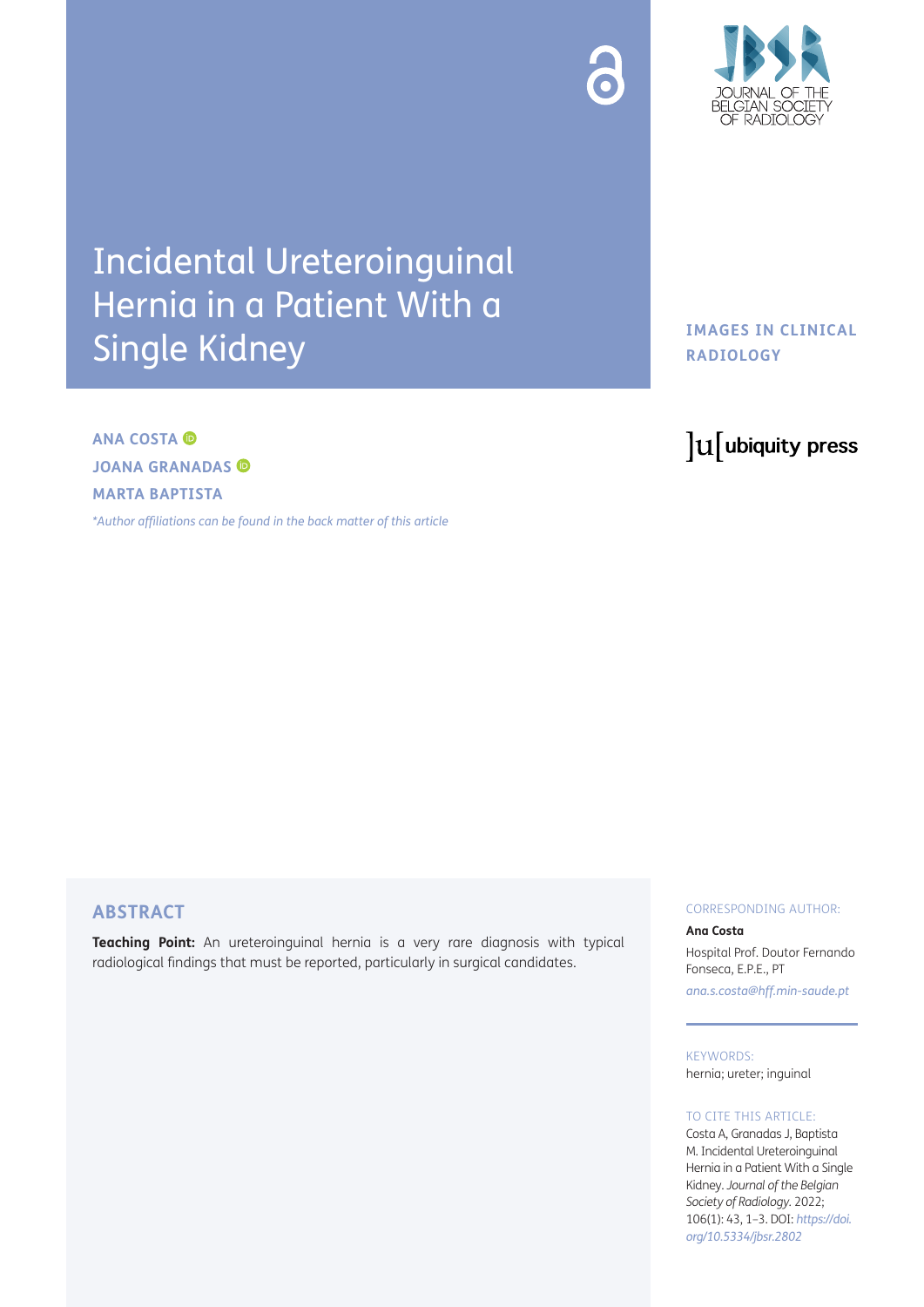# Incidental Ureteroinguinal Hernia in a Patient With a Single Kidney

**IMAGES IN CLINICAL RADIOLOGY**

**ANA COSTA**
**JOANA GRANADAS**
**MARTA BAPTISTA**

*\*Author affiliations can be found in the back matter of this article*

## ABSTRACT

**Teaching Point:** An ureteroinguinal hernia is a very rare diagnosis with typical radiological findings that must be reported, particularly in surgical candidates.

CORRESPONDING AUTHOR:

**Ana Costa**

Hospital Prof. Doutor Fernando Fonseca, E.P.E., PT

*ana.s.costa@hff.min-saude.pt*

KEYWORDS:

hernia; ureter; inguinal

TO CITE THIS ARTICLE:

Costa A, Granadas J, Baptista M. Incidental Ureteroinguinal Hernia in a Patient With a Single Kidney. *Journal of the Belgian Society of Radiology*. 2022; 106(1): 43, 1–3. DOI: *https://doi.org/10.5334/jbsr.2802*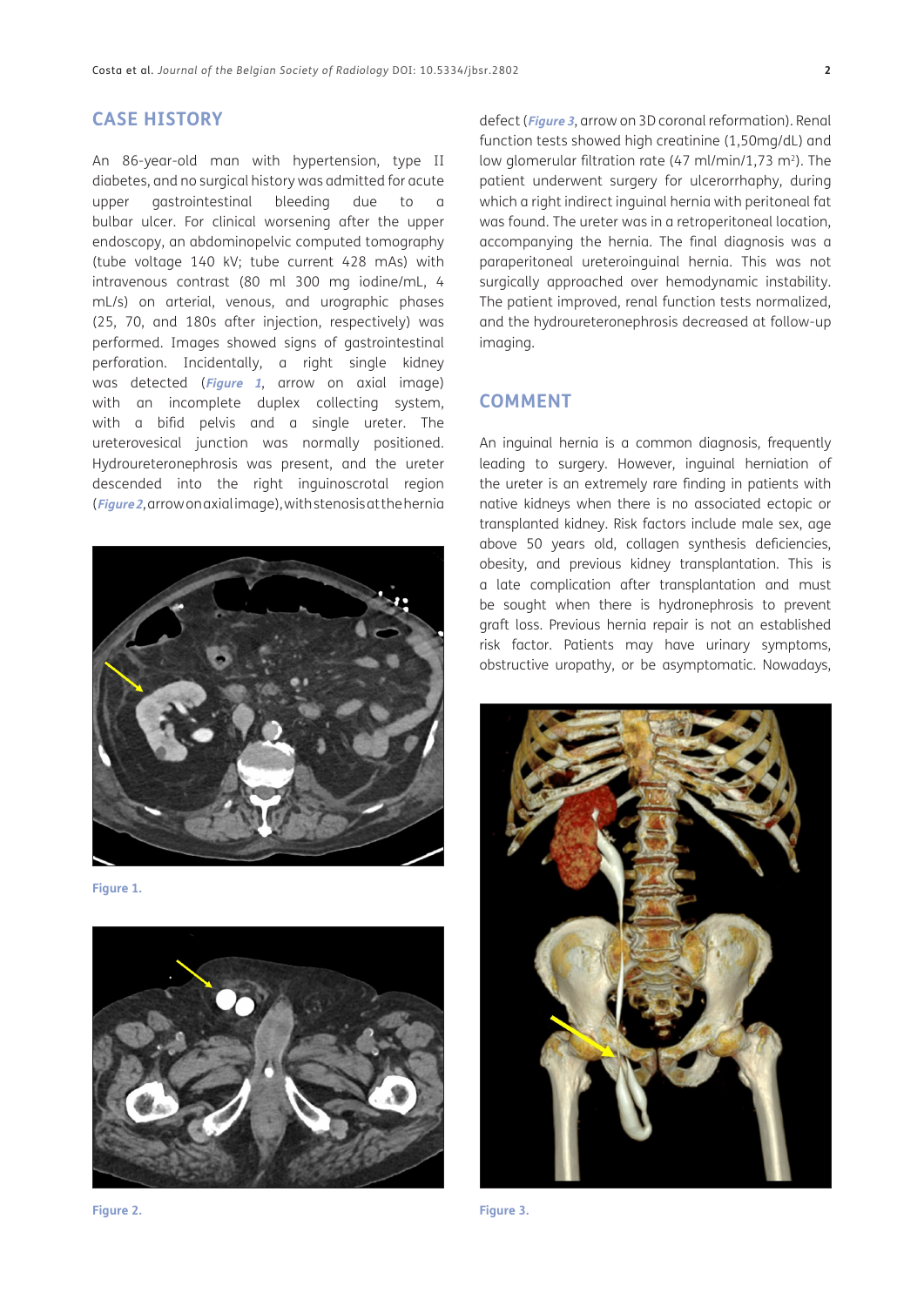## CASE HISTORY

An 86-year-old man with hypertension, type II diabetes, and no surgical history was admitted for acute upper gastrointestinal bleeding due to a bulbar ulcer. For clinical worsening after the upper endoscopy, an abdominopelvic computed tomography (tube voltage 140 kV; tube current 428 mAs) with intravenous contrast (80 ml 300 mg iodine/mL, 4 mL/s) on arterial, venous, and urographic phases (25, 70, and 180s after injection, respectively) was performed. Images showed signs of gastrointestinal perforation. Incidentally, a right single kidney was detected (***Figure 1***, arrow on axial image) with an incomplete duplex collecting system, with a bifid pelvis and a single ureter. The ureterovesical junction was normally positioned. Hydroureteronephrosis was present, and the ureter descended into the right inguinoscrotal region (***Figure 2***, arrow on axial image), with stenosis at the hernia defect (***Figure 3***, arrow on 3D coronal reformation). Renal function tests showed high creatinine (1,50mg/dL) and low glomerular filtration rate (47 ml/min/1,73 m$^2$). The patient underwent surgery for ulcerorrhaphy, during which a right indirect inguinal hernia with peritoneal fat was found. The ureter was in a retroperitoneal location, accompanying the hernia. The final diagnosis was a paraperitoneal ureteroinguinal hernia. This was not surgically approached over hemodynamic instability. The patient improved, renal function tests normalized, and the hydroureteronephrosis decreased at follow-up imaging.

Figure 1.

Figure 2.

## COMMENT

An inguinal hernia is a common diagnosis, frequently leading to surgery. However, inguinal herniation of the ureter is an extremely rare finding in patients with native kidneys when there is no associated ectopic or transplanted kidney. Risk factors include male sex, age above 50 years old, collagen synthesis deficiencies, obesity, and previous kidney transplantation. This is a late complication after transplantation and must be sought when there is hydronephrosis to prevent graft loss. Previous hernia repair is not an established risk factor. Patients may have urinary symptoms, obstructive uropathy, or be asymptomatic. Nowadays,

Figure 3.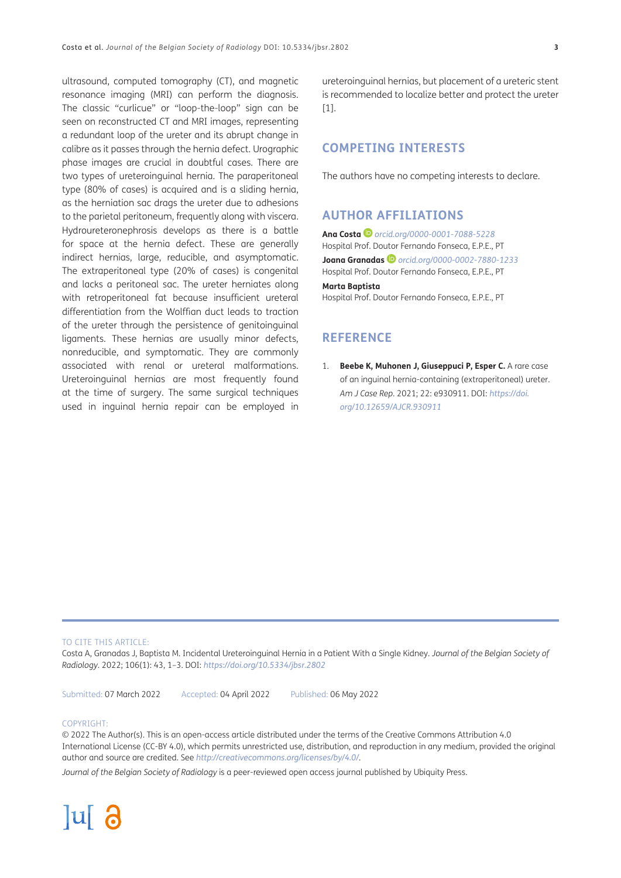ultrasound, computed tomography (CT), and magnetic resonance imaging (MRI) can perform the diagnosis. The classic "curlicue" or "loop-the-loop" sign can be seen on reconstructed CT and MRI images, representing a redundant loop of the ureter and its abrupt change in calibre as it passes through the hernia defect. Urographic phase images are crucial in doubtful cases. There are two types of ureteroinguinal hernia. The paraperitoneal type (80% of cases) is acquired and is a sliding hernia, as the herniation sac drags the ureter due to adhesions to the parietal peritoneum, frequently along with viscera. Hydroureteronephrosis develops as there is a battle for space at the hernia defect. These are generally indirect hernias, large, reducible, and asymptomatic. The extraperitoneal type (20% of cases) is congenital and lacks a peritoneal sac. The ureter herniates along with retroperitoneal fat because insufficient ureteral differentiation from the Wolffian duct leads to traction of the ureter through the persistence of genitoinguinal ligaments. These hernias are usually minor defects, nonreducible, and symptomatic. They are commonly associated with renal or ureteral malformations. Ureteroinguinal hernias are most frequently found at the time of surgery. The same surgical techniques used in inguinal hernia repair can be employed in ureteroinguinal hernias, but placement of a ureteric stent is recommended to localize better and protect the ureter [1].

## COMPETING INTERESTS

The authors have no competing interests to declare.

## AUTHOR AFFILIATIONS

**Ana Costa** *orcid.org/0000-0001-7088-5228*
Hospital Prof. Doutor Fernando Fonseca, E.P.E., PT

**Joana Granadas** *orcid.org/0000-0002-7880-1233*
Hospital Prof. Doutor Fernando Fonseca, E.P.E., PT

**Marta Baptista**
Hospital Prof. Doutor Fernando Fonseca, E.P.E., PT

## REFERENCE

1. **Beebe K, Muhonen J, Giuseppucci P, Esper C.** A rare case of an inguinal hernia-containing (extraperitoneal) ureter. *Am J Case Rep.* 2021; 22: e930911. DOI: *https://doi.org/10.12659/AJCR.930911*

TO CITE THIS ARTICLE:

Costa A, Granadas J, Baptista M. Incidental Ureteroinguinal Hernia in a Patient With a Single Kidney. *Journal of the Belgian Society of Radiology*. 2022; 106(1): 43, 1–3. DOI: *https://doi.org/10.5334/jbsr.2802*

Submitted: 07 March 2022 Accepted: 04 April 2022 Published: 06 May 2022

COPYRIGHT:

© 2022 The Author(s). This is an open-access article distributed under the terms of the Creative Commons Attribution 4.0 International License (CC-BY 4.0), which permits unrestricted use, distribution, and reproduction in any medium, provided the original author and source are credited. See *http://creativecommons.org/licenses/by/4.0/*.

*Journal of the Belgian Society of Radiology* is a peer-reviewed open access journal published by Ubiquity Press.